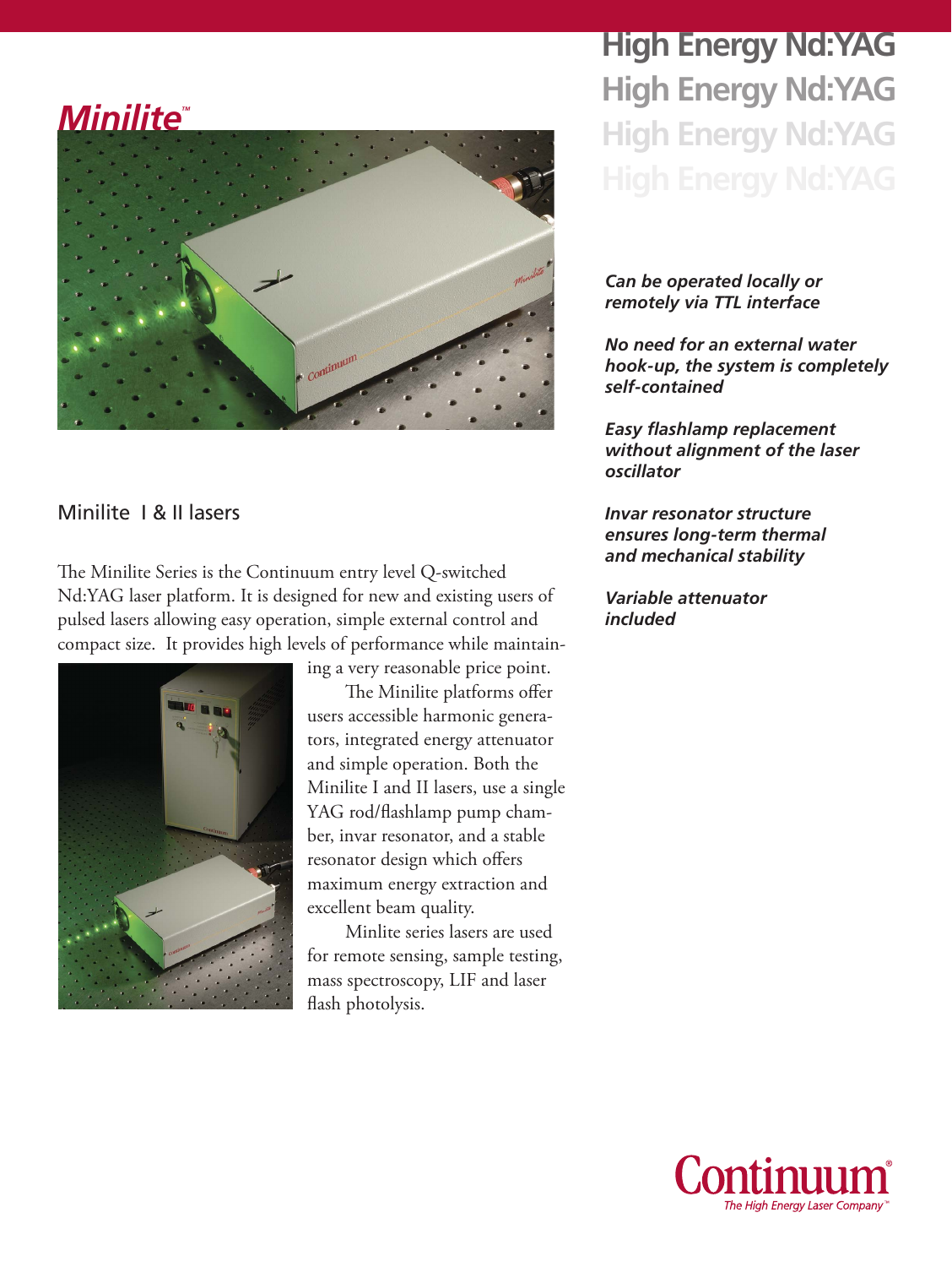# Minilite™

# High Energy Nd:YAG

## Minilite I & II lasers

The Minilite Series is the Continuum entry level Q-switched Nd:YAG laser platform. It is designed for new and existing users of pulsed lasers allowing easy operation, simple external control and compact size. It provides high levels of performance while maintaining a very reasonable price point.

The Minilite platforms offer users accessible harmonic generators, integrated energy attenuator and simple operation. Both the Minilite I and II lasers, use a single YAG rod/flashlamp pump chamber, invar resonator, and a stable resonator design which offers maximum energy extraction and excellent beam quality.

Minlite series lasers are used for remote sensing, sample testing, mass spectroscopy, LIF and laser flash photolysis.

***Can be operated locally or remotely via TTL interface***

***No need for an external water hook-up, the system is completely self-contained***

***Easy flashlamp replacement without alignment of the laser oscillator***

***Invar resonator structure ensures long-term thermal and mechanical stability***

***Variable attenuator included***

Continuum®
*The High Energy Laser Company™*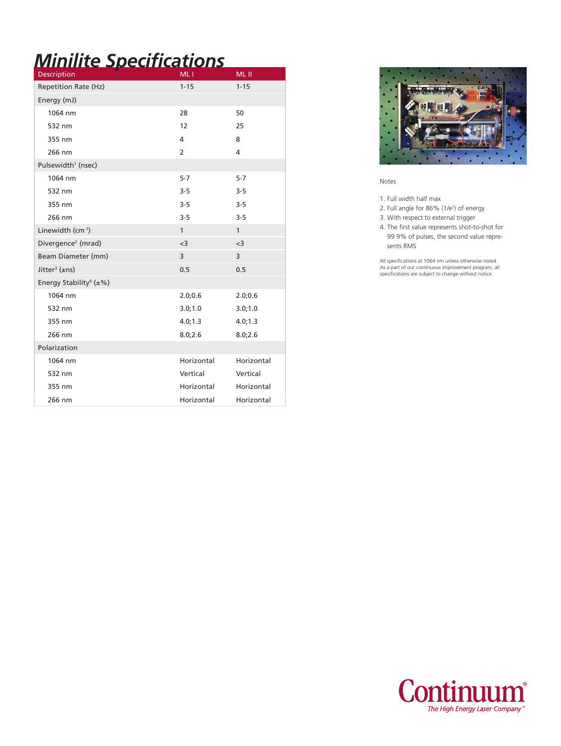# Minilite Specifications

| Description | ML I | ML II |
|---|---|---|
| Repetition Rate (Hz) | 1-15 | 1-15 |
| Energy (mJ) | | |
| 1064 nm | 28 | 50 |
| 532 nm | 12 | 25 |
| 355 nm | 4 | 8 |
| 266 nm | 2 | 4 |
| Pulsewidth[1] (nsec) | | |
| 1064 nm | 5-7 | 5-7 |
| 532 nm | 3-5 | 3-5 |
| 355 nm | 3-5 | 3-5 |
| 266 nm | 3-5 | 3-5 |
| Linewidth ($cm^{-1}$) | 1 | 1 |
| Divergence[2] (mrad) | <3 | <3 |
| Beam Diameter (mm) | 3 | 3 |
| Jitter[3] (±ns) | 0.5 | 0.5 |
| Energy Stability[4] (±%) | | |
| 1064 nm | 2.0;0.6 | 2.0;0.6 |
| 532 nm | 3.0;1.0 | 3.0;1.0 |
| 355 nm | 4.0;1.3 | 4.0;1.3 |
| 266 nm | 8.0;2.6 | 8.0;2.6 |
| Polarization | | |
| 1064 nm | Horizontal | Horizontal |
| 532 nm | Vertical | Vertical |
| 355 nm | Horizontal | Horizontal |
| 266 nm | Horizontal | Horizontal |

Notes

1. Full width half max
2. Full angle for 86% ($1/e^2$) of energy
3. With respect to external trigger
4. The first value represents shot-to-shot for 99.9% of pulses, the second value represents RMS

All specifications at 1064 nm unless otherwise noted. As a part of our continuous improvement program, all specifications are subject to change without notice.

**Continuum®**
*The High Energy Laser Company™*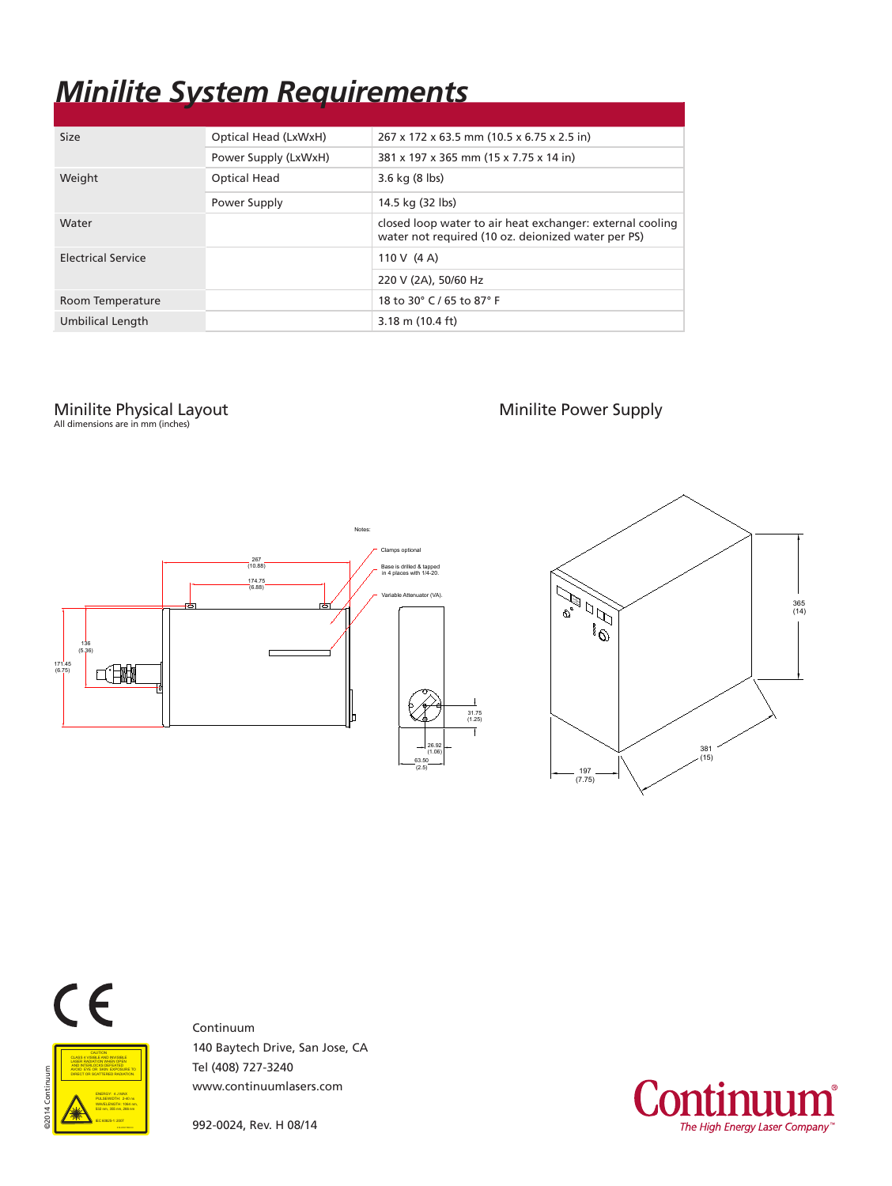# Minilite System Requirements

| | | |
|---|---|---|
| Size | Optical Head (LxWxH) | 267 x 172 x 63.5 mm (10.5 x 6.75 x 2.5 in) |
| | Power Supply (LxWxH) | 381 x 197 x 365 mm (15 x 7.75 x 14 in) |
| Weight | Optical Head | 3.6 kg (8 lbs) |
| | Power Supply | 14.5 kg (32 lbs) |
| Water | | closed loop water to air heat exchanger: external cooling water not required (10 oz. deionized water per PS) |
| Electrical Service | | 110 V (4 A) |
| | | 220 V (2A), 50/60 Hz |
| Room Temperature | | 18 to 30° C / 65 to 87° F |
| Umbilical Length | | 3.18 m (10.4 ft) |

## Minilite Physical Layout

All dimensions are in mm (inches)

Notes:

Clamps optional

Base is drilled & tapped in 4 places with 1/4-20.

Variable Attenuator (VA).

267 (10.88)

174.75 (6.88)

136 (5.36)

171.45 (6.75)

31.75 (1.25)

26.92 (1.06)

63.50 (2.5)

## Minilite Power Supply

365 (14)

381 (15)

197 (7.75)

Continuum
140 Baytech Drive, San Jose, CA
Tel (408) 727-3240
www.continuumlasers.com

992-0024, Rev. H 08/14

©2014 Continuum

Continuum®
*The High Energy Laser Company™*